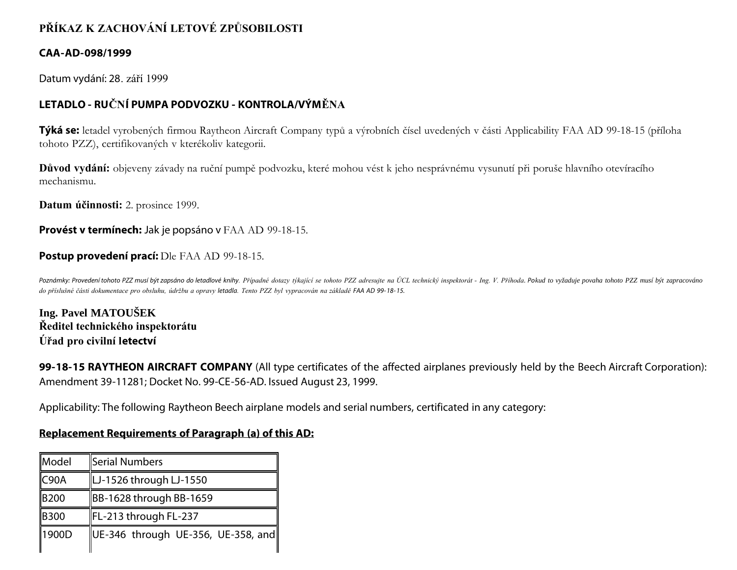# PŘÍKAZ K ZACHOVÁNÍ LETOVÉ ZPŮSOBILOSTI

## CAA-AD-098/1999

Datum vydání: 28. září 1999

## LETADLO - RUČNÍ PUMPA PODVOZKU - KONTROLA/VÝMĚNA

**Týká se:** letadel vyrobených firmou Raytheon Aircraft Company typů a výrobních čísel uvedených v části Applicability FAA AD 99-18-15 (příloha tohoto PZZ), certifikovaných v kterékoliv kategorii.

**Důvod vydání:** objeveny závady na ruční pumpě podvozku, které mohou vést k jeho nesprávnému vysunutí při poruše hlavního otevíracího mechanismu.

**Datum účinnosti:** 2. prosince 1999.

**Provést v termínech:** Jak je popsáno v FAA AD 99-18-15.

**Postup provedení prací:** Dle FAA AD 99-18-15.

*Poznámky: Provedení tohoto PZZ musí být zapsáno do letadlové knihy. Případné dotazy týkající se tohoto PZZ adresujte na ÚCL technický inspektorát - Ing. V. Příhoda. Pokud to vyžaduje povaha tohoto PZZ musí být zapracováno do příslušné části dokumentace pro obsluhu, údržbu a opravy letadla. Tento PZZ byl vypracován na základě FAA AD 99-18-15.*

**Ing. Pavel MATOUŠEK**
**Ředitel technického inspektorátu**
**Úřad pro civilní letectví**

**99-18-15 RAYTHEON AIRCRAFT COMPANY** (All type certificates of the affected airplanes previously held by the Beech Aircraft Corporation): Amendment 39-11281; Docket No. 99-CE-56-AD. Issued August 23, 1999.

Applicability: The following Raytheon Beech airplane models and serial numbers, certificated in any category:

**Replacement Requirements of Paragraph (a) of this AD:**

| Model | Serial Numbers |
|---|---|
| C90A | LJ-1526 through LJ-1550 |
| B200 | BB-1628 through BB-1659 |
| B300 | FL-213 through FL-237 |
| 1900D | UE-346 through UE-356, UE-358, and |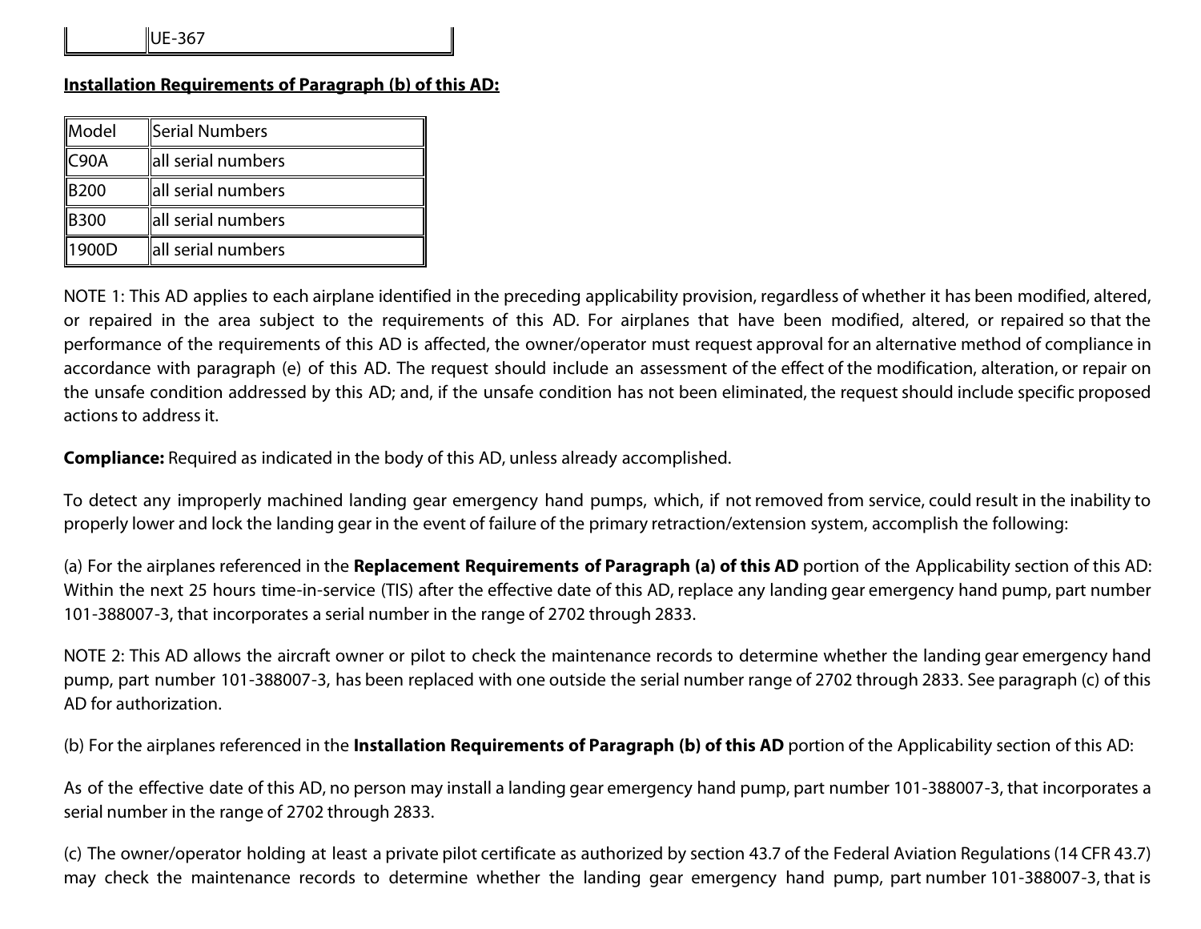| | UE-367 |
|---|---|

**Installation Requirements of Paragraph (b) of this AD:**

| Model | Serial Numbers |
|---|---|
| C90A | all serial numbers |
| B200 | all serial numbers |
| B300 | all serial numbers |
| 1900D | all serial numbers |

NOTE 1: This AD applies to each airplane identified in the preceding applicability provision, regardless of whether it has been modified, altered, or repaired in the area subject to the requirements of this AD. For airplanes that have been modified, altered, or repaired so that the performance of the requirements of this AD is affected, the owner/operator must request approval for an alternative method of compliance in accordance with paragraph (e) of this AD. The request should include an assessment of the effect of the modification, alteration, or repair on the unsafe condition addressed by this AD; and, if the unsafe condition has not been eliminated, the request should include specific proposed actions to address it.

**Compliance:** Required as indicated in the body of this AD, unless already accomplished.

To detect any improperly machined landing gear emergency hand pumps, which, if not removed from service, could result in the inability to properly lower and lock the landing gear in the event of failure of the primary retraction/extension system, accomplish the following:

(a) For the airplanes referenced in the **Replacement Requirements of Paragraph (a) of this AD** portion of the Applicability section of this AD: Within the next 25 hours time-in-service (TIS) after the effective date of this AD, replace any landing gear emergency hand pump, part number 101-388007-3, that incorporates a serial number in the range of 2702 through 2833.

NOTE 2: This AD allows the aircraft owner or pilot to check the maintenance records to determine whether the landing gear emergency hand pump, part number 101-388007-3, has been replaced with one outside the serial number range of 2702 through 2833. See paragraph (c) of this AD for authorization.

(b) For the airplanes referenced in the **Installation Requirements of Paragraph (b) of this AD** portion of the Applicability section of this AD:

As of the effective date of this AD, no person may install a landing gear emergency hand pump, part number 101-388007-3, that incorporates a serial number in the range of 2702 through 2833.

(c) The owner/operator holding at least a private pilot certificate as authorized by section 43.7 of the Federal Aviation Regulations (14 CFR 43.7) may check the maintenance records to determine whether the landing gear emergency hand pump, part number 101-388007-3, that is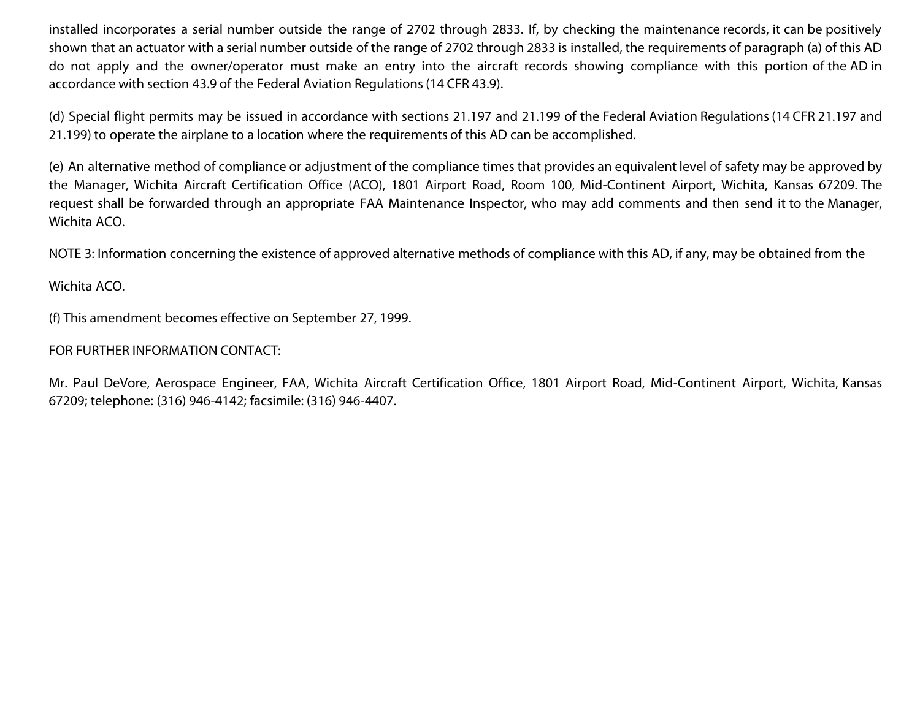installed incorporates a serial number outside the range of 2702 through 2833. If, by checking the maintenance records, it can be positively shown that an actuator with a serial number outside of the range of 2702 through 2833 is installed, the requirements of paragraph (a) of this AD do not apply and the owner/operator must make an entry into the aircraft records showing compliance with this portion of the AD in accordance with section 43.9 of the Federal Aviation Regulations (14 CFR 43.9).

(d) Special flight permits may be issued in accordance with sections 21.197 and 21.199 of the Federal Aviation Regulations (14 CFR 21.197 and 21.199) to operate the airplane to a location where the requirements of this AD can be accomplished.

(e) An alternative method of compliance or adjustment of the compliance times that provides an equivalent level of safety may be approved by the Manager, Wichita Aircraft Certification Office (ACO), 1801 Airport Road, Room 100, Mid-Continent Airport, Wichita, Kansas 67209. The request shall be forwarded through an appropriate FAA Maintenance Inspector, who may add comments and then send it to the Manager, Wichita ACO.

NOTE 3: Information concerning the existence of approved alternative methods of compliance with this AD, if any, may be obtained from the

Wichita ACO.

(f) This amendment becomes effective on September 27, 1999.

FOR FURTHER INFORMATION CONTACT:

Mr. Paul DeVore, Aerospace Engineer, FAA, Wichita Aircraft Certification Office, 1801 Airport Road, Mid-Continent Airport, Wichita, Kansas 67209; telephone: (316) 946-4142; facsimile: (316) 946-4407.